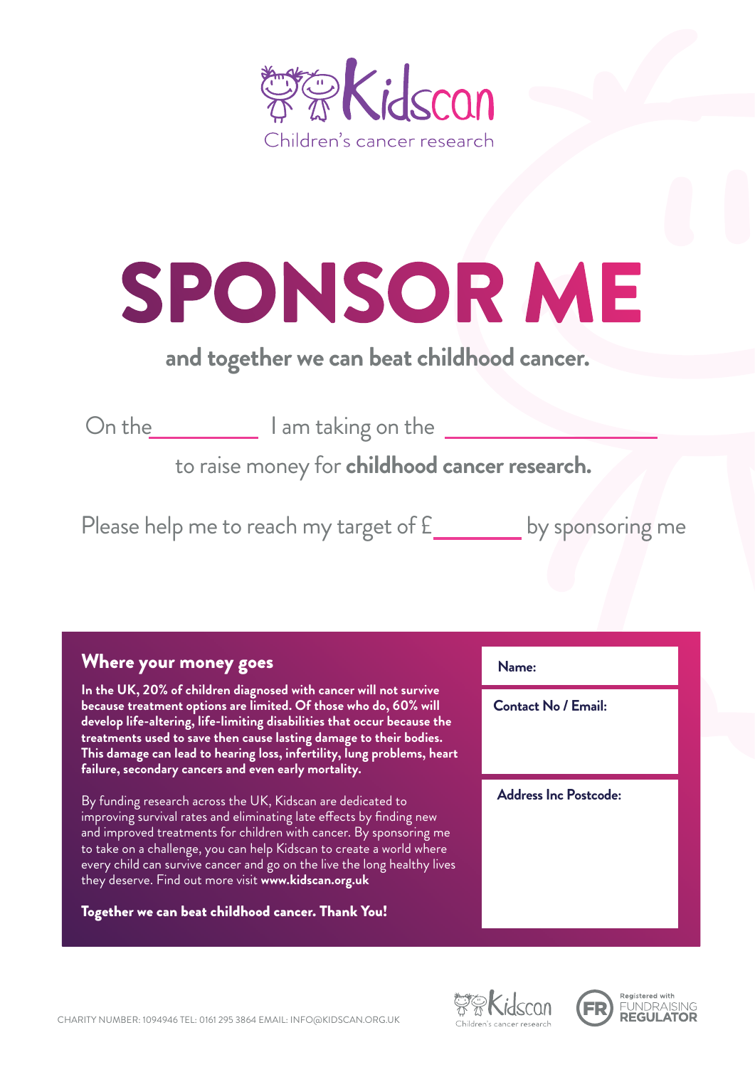Kidscan

Children's cancer research

# SPONSOR ME

**and together we can beat childhood cancer.**

On the __________ I am taking on the ____________________

to raise money for **childhood cancer research.**

Please help me to reach my target of £________ by sponsoring me

## Where your money goes

**In the UK, 20% of children diagnosed with cancer will not survive because treatment options are limited. Of those who do, 60% will develop life-altering, life-limiting disabilities that occur because the treatments used to save then cause lasting damage to their bodies. This damage can lead to hearing loss, infertility, lung problems, heart failure, secondary cancers and even early mortality.**

By funding research across the UK, Kidscan are dedicated to improving survival rates and eliminating late effects by finding new and improved treatments for children with cancer. By sponsoring me to take on a challenge, you can help Kidscan to create a world where every child can survive cancer and go on the live the long healthy lives they deserve. Find out more visit **www.kidscan.org.uk**

**Together we can beat childhood cancer. Thank You!**

**Name:**

**Contact No / Email:**

**Address Inc Postcode:**

CHARITY NUMBER: 1094946 TEL: 0161 295 3864 EMAIL: INFO@KIDSCAN.ORG.UK

Kidscan Children's cancer research

Registered with FUNDRAISING REGULATOR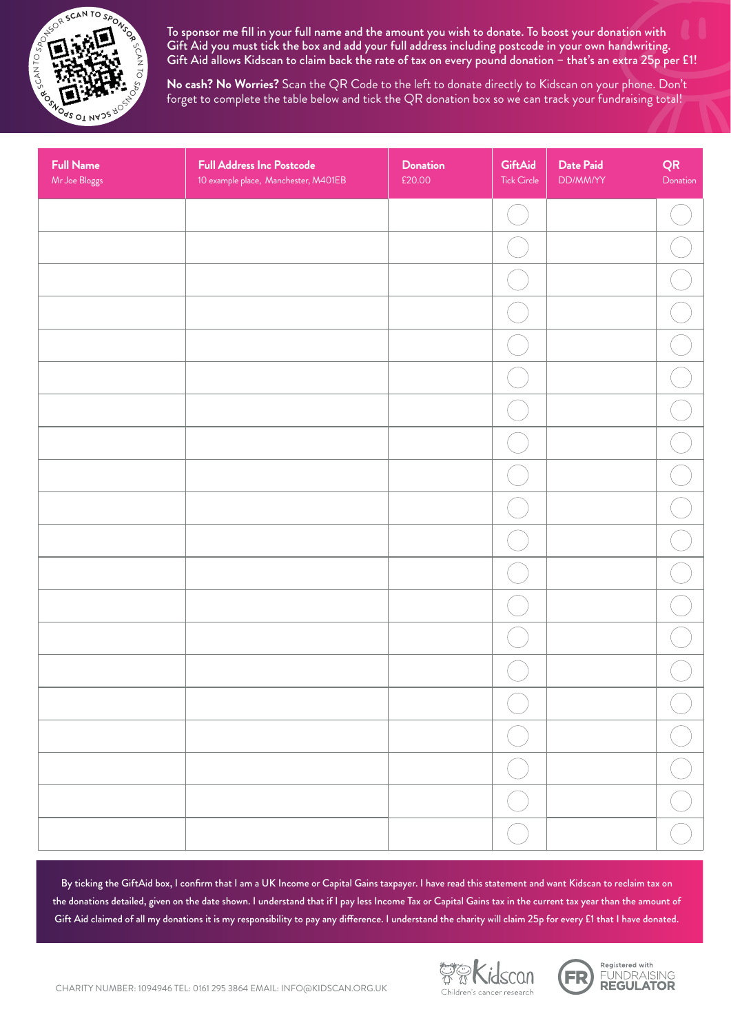To sponsor me fill in your full name and the amount you wish to donate. To boost your donation with Gift Aid you must tick the box and add your full address including postcode in your own handwriting. Gift Aid allows Kidscan to claim back the rate of tax on every pound donation – that's an extra 25p per £1!

**No cash? No Worries?** Scan the QR Code to the left to donate directly to Kidscan on your phone. Don't forget to complete the table below and tick the QR donation box so we can track your fundraising total!

| **Full Name** Mr Joe Bloggs | **Full Address Inc Postcode** 10 example place, Manchester, M401EB | **Donation** £20.00 | **GiftAid** Tick Circle | **Date Paid** DD/MM/YY | **QR** Donation |
|---|---|---|---|---|---|
| | | | ◯ | | ◯ |
| | | | ◯ | | ◯ |
| | | | ◯ | | ◯ |
| | | | ◯ | | ◯ |
| | | | ◯ | | ◯ |
| | | | ◯ | | ◯ |
| | | | ◯ | | ◯ |
| | | | ◯ | | ◯ |
| | | | ◯ | | ◯ |
| | | | ◯ | | ◯ |
| | | | ◯ | | ◯ |
| | | | ◯ | | ◯ |
| | | | ◯ | | ◯ |
| | | | ◯ | | ◯ |
| | | | ◯ | | ◯ |
| | | | ◯ | | ◯ |
| | | | ◯ | | ◯ |
| | | | ◯ | | ◯ |
| | | | ◯ | | ◯ |
| | | | ◯ | | ◯ |

By ticking the GiftAid box, I confirm that I am a UK Income or Capital Gains taxpayer. I have read this statement and want Kidscan to reclaim tax on the donations detailed, given on the date shown. I understand that if I pay less Income Tax or Capital Gains tax in the current tax year than the amount of Gift Aid claimed of all my donations it is my responsibility to pay any difference. I understand the charity will claim 25p for every £1 that I have donated.

CHARITY NUMBER: 1094946 TEL: 0161 295 3864 EMAIL: INFO@KIDSCAN.ORG.UK

Kidscan Children's cancer research

Registered with FUNDRAISING REGULATOR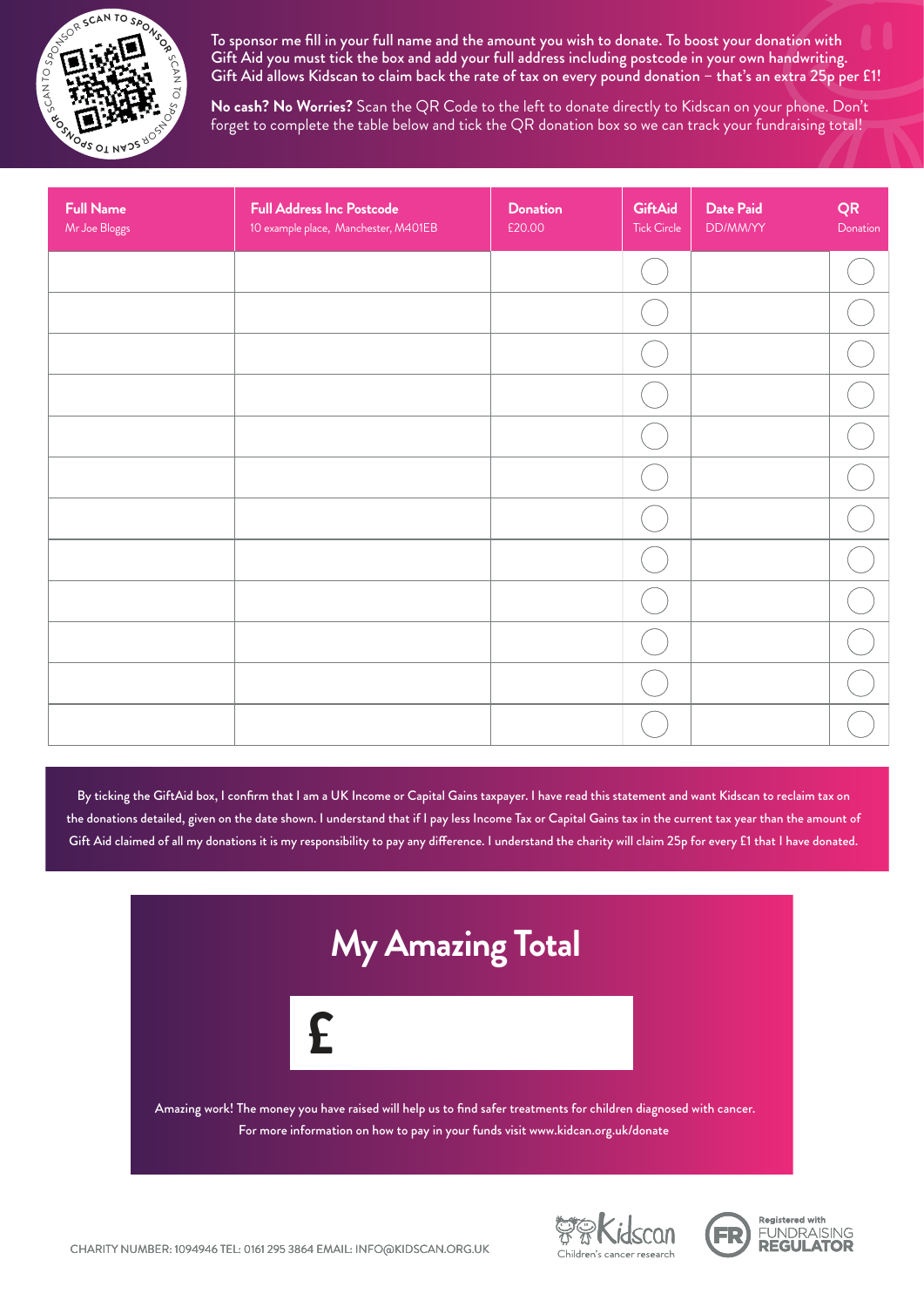To sponsor me fill in your full name and the amount you wish to donate. To boost your donation with Gift Aid you must tick the box and add your full address including postcode in your own handwriting. Gift Aid allows Kidscan to claim back the rate of tax on every pound donation – that's an extra 25p per £1!

**No cash? No Worries?** Scan the QR Code to the left to donate directly to Kidscan on your phone. Don't forget to complete the table below and tick the QR donation box so we can track your fundraising total!

| Full Name<br>Mr Joe Bloggs | Full Address Inc Postcode<br>10 example place, Manchester, M401EB | Donation<br>£20.00 | GiftAid<br>Tick Circle | Date Paid<br>DD/MM/YY | QR<br>Donation |
|---|---|---|---|---|---|
| | | | ◯ | | ◯ |
| | | | ◯ | | ◯ |
| | | | ◯ | | ◯ |
| | | | ◯ | | ◯ |
| | | | ◯ | | ◯ |
| | | | ◯ | | ◯ |
| | | | ◯ | | ◯ |
| | | | ◯ | | ◯ |
| | | | ◯ | | ◯ |
| | | | ◯ | | ◯ |
| | | | ◯ | | ◯ |
| | | | ◯ | | ◯ |

By ticking the GiftAid box, I confirm that I am a UK Income or Capital Gains taxpayer. I have read this statement and want Kidscan to reclaim tax on the donations detailed, given on the date shown. I understand that if I pay less Income Tax or Capital Gains tax in the current tax year than the amount of Gift Aid claimed of all my donations it is my responsibility to pay any difference. I understand the charity will claim 25p for every £1 that I have donated.

# My Amazing Total

£

Amazing work! The money you have raised will help us to find safer treatments for children diagnosed with cancer.
For more information on how to pay in your funds visit www.kidcan.org.uk/donate

CHARITY NUMBER: 1094946 TEL: 0161 295 3864 EMAIL: INFO@KIDSCAN.ORG.UK

Kidscan – Children's cancer research

Registered with FUNDRAISING REGULATOR